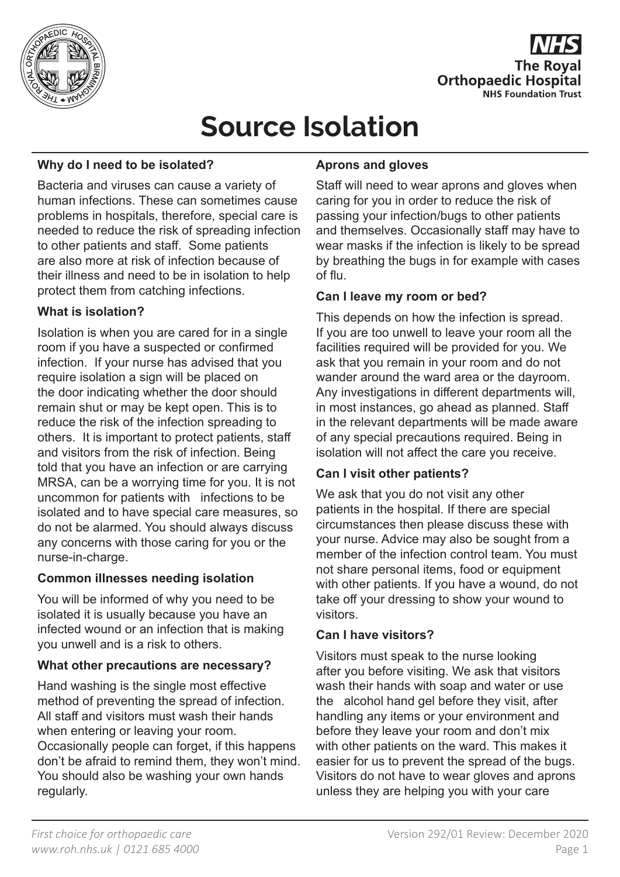# Source Isolation

### Why do I need to be isolated?

Bacteria and viruses can cause a variety of human infections. These can sometimes cause problems in hospitals, therefore, special care is needed to reduce the risk of spreading infection to other patients and staff. Some patients are also more at risk of infection because of their illness and need to be in isolation to help protect them from catching infections.

### What is isolation?

Isolation is when you are cared for in a single room if you have a suspected or confirmed infection. If your nurse has advised that you require isolation a sign will be placed on the door indicating whether the door should remain shut or may be kept open. This is to reduce the risk of the infection spreading to others. It is important to protect patients, staff and visitors from the risk of infection. Being told that you have an infection or are carrying MRSA, can be a worrying time for you. It is not uncommon for patients with infections to be isolated and to have special care measures, so do not be alarmed. You should always discuss any concerns with those caring for you or the nurse-in-charge.

### Common illnesses needing isolation

You will be informed of why you need to be isolated it is usually because you have an infected wound or an infection that is making you unwell and is a risk to others.

### What other precautions are necessary?

Hand washing is the single most effective method of preventing the spread of infection. All staff and visitors must wash their hands when entering or leaving your room. Occasionally people can forget, if this happens don't be afraid to remind them, they won't mind. You should also be washing your own hands regularly.

### Aprons and gloves

Staff will need to wear aprons and gloves when caring for you in order to reduce the risk of passing your infection/bugs to other patients and themselves. Occasionally staff may have to wear masks if the infection is likely to be spread by breathing the bugs in for example with cases of flu.

### Can I leave my room or bed?

This depends on how the infection is spread. If you are too unwell to leave your room all the facilities required will be provided for you. We ask that you remain in your room and do not wander around the ward area or the dayroom. Any investigations in different departments will, in most instances, go ahead as planned. Staff in the relevant departments will be made aware of any special precautions required. Being in isolation will not affect the care you receive.

### Can I visit other patients?

We ask that you do not visit any other patients in the hospital. If there are special circumstances then please discuss these with your nurse. Advice may also be sought from a member of the infection control team. You must not share personal items, food or equipment with other patients. If you have a wound, do not take off your dressing to show your wound to visitors.

### Can I have visitors?

Visitors must speak to the nurse looking after you before visiting. We ask that visitors wash their hands with soap and water or use the alcohol hand gel before they visit, after handling any items or your environment and before they leave your room and don't mix with other patients on the ward. This makes it easier for us to prevent the spread of the bugs. Visitors do not have to wear gloves and aprons unless they are helping you with your care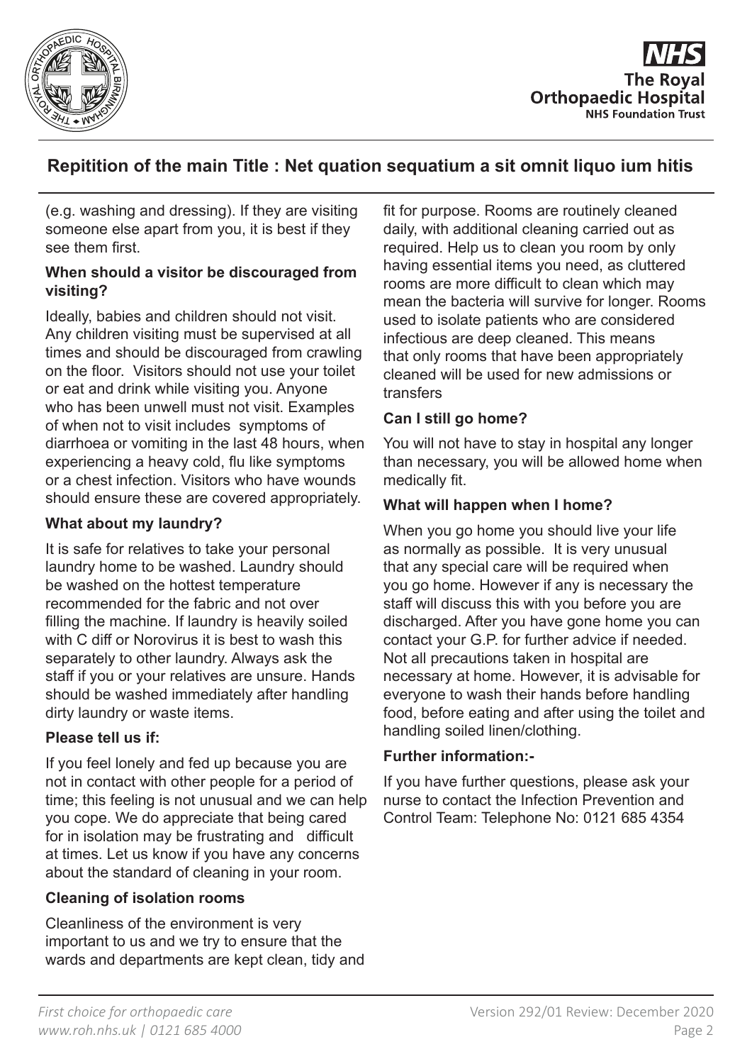(e.g. washing and dressing). If they are visiting someone else apart from you, it is best if they see them first.

**When should a visitor be discouraged from visiting?**

Ideally, babies and children should not visit. Any children visiting must be supervised at all times and should be discouraged from crawling on the floor. Visitors should not use your toilet or eat and drink while visiting you. Anyone who has been unwell must not visit. Examples of when not to visit includes symptoms of diarrhoea or vomiting in the last 48 hours, when experiencing a heavy cold, flu like symptoms or a chest infection. Visitors who have wounds should ensure these are covered appropriately.

**What about my laundry?**

It is safe for relatives to take your personal laundry home to be washed. Laundry should be washed on the hottest temperature recommended for the fabric and not over filling the machine. If laundry is heavily soiled with C diff or Norovirus it is best to wash this separately to other laundry. Always ask the staff if you or your relatives are unsure. Hands should be washed immediately after handling dirty laundry or waste items.

**Please tell us if:**

If you feel lonely and fed up because you are not in contact with other people for a period of time; this feeling is not unusual and we can help you cope. We do appreciate that being cared for in isolation may be frustrating and difficult at times. Let us know if you have any concerns about the standard of cleaning in your room.

**Cleaning of isolation rooms**

Cleanliness of the environment is very important to us and we try to ensure that the wards and departments are kept clean, tidy and fit for purpose. Rooms are routinely cleaned daily, with additional cleaning carried out as required. Help us to clean you room by only having essential items you need, as cluttered rooms are more difficult to clean which may mean the bacteria will survive for longer. Rooms used to isolate patients who are considered infectious are deep cleaned. This means that only rooms that have been appropriately cleaned will be used for new admissions or transfers

**Can I still go home?**

You will not have to stay in hospital any longer than necessary, you will be allowed home when medically fit.

**What will happen when I home?**

When you go home you should live your life as normally as possible. It is very unusual that any special care will be required when you go home. However if any is necessary the staff will discuss this with you before you are discharged. After you have gone home you can contact your G.P. for further advice if needed. Not all precautions taken in hospital are necessary at home. However, it is advisable for everyone to wash their hands before handling food, before eating and after using the toilet and handling soiled linen/clothing.

**Further information:-**

If you have further questions, please ask your nurse to contact the Infection Prevention and Control Team: Telephone No: 0121 685 4354